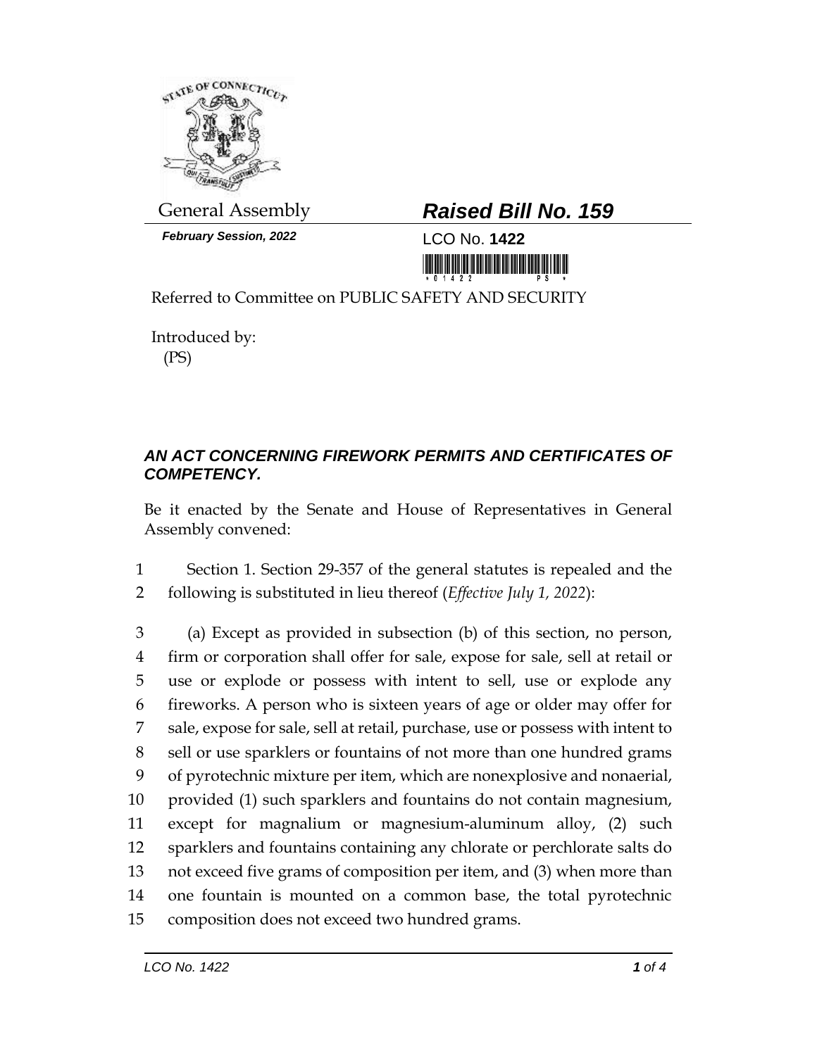General Assembly

# *Raised Bill No. 159*

***February Session, 2022***

LCO No. **1422**

Referred to Committee on PUBLIC SAFETY AND SECURITY

Introduced by:
(PS)

## ***AN ACT CONCERNING FIREWORK PERMITS AND CERTIFICATES OF COMPETENCY.***

Be it enacted by the Senate and House of Representatives in General Assembly convened:

1 Section 1. Section 29-357 of the general statutes is repealed and the
2 following is substituted in lieu thereof (*Effective July 1, 2022*):

3 (a) Except as provided in subsection (b) of this section, no person,
4 firm or corporation shall offer for sale, expose for sale, sell at retail or
5 use or explode or possess with intent to sell, use or explode any
6 fireworks. A person who is sixteen years of age or older may offer for
7 sale, expose for sale, sell at retail, purchase, use or possess with intent to
8 sell or use sparklers or fountains of not more than one hundred grams
9 of pyrotechnic mixture per item, which are nonexplosive and nonaerial,
10 provided (1) such sparklers and fountains do not contain magnesium,
11 except for magnalium or magnesium-aluminum alloy, (2) such
12 sparklers and fountains containing any chlorate or perchlorate salts do
13 not exceed five grams of composition per item, and (3) when more than
14 one fountain is mounted on a common base, the total pyrotechnic
15 composition does not exceed two hundred grams.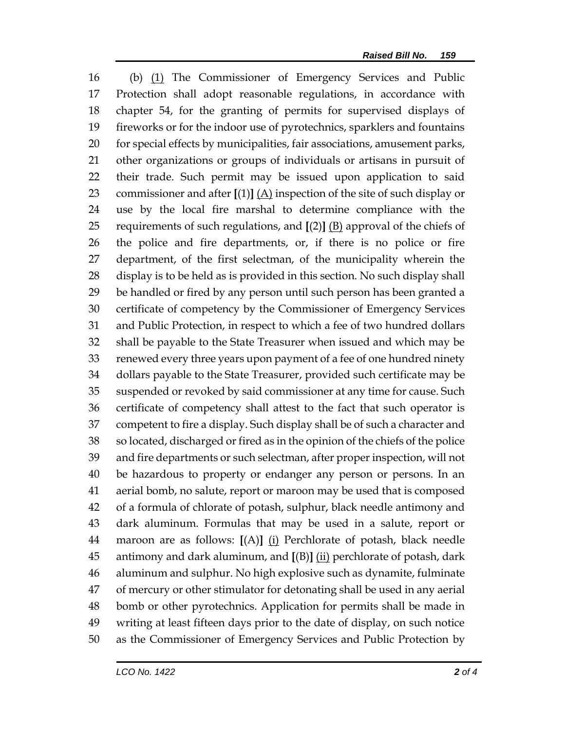16 (b) (1) The Commissioner of Emergency Services and Public
17 Protection shall adopt reasonable regulations, in accordance with
18 chapter 54, for the granting of permits for supervised displays of
19 fireworks or for the indoor use of pyrotechnics, sparklers and fountains
20 for special effects by municipalities, fair associations, amusement parks,
21 other organizations or groups of individuals or artisans in pursuit of
22 their trade. Such permit may be issued upon application to said
23 commissioner and after **[**(1)**]** (A) inspection of the site of such display or
24 use by the local fire marshal to determine compliance with the
25 requirements of such regulations, and **[**(2)**]** (B) approval of the chiefs of
26 the police and fire departments, or, if there is no police or fire
27 department, of the first selectman, of the municipality wherein the
28 display is to be held as is provided in this section. No such display shall
29 be handled or fired by any person until such person has been granted a
30 certificate of competency by the Commissioner of Emergency Services
31 and Public Protection, in respect to which a fee of two hundred dollars
32 shall be payable to the State Treasurer when issued and which may be
33 renewed every three years upon payment of a fee of one hundred ninety
34 dollars payable to the State Treasurer, provided such certificate may be
35 suspended or revoked by said commissioner at any time for cause. Such
36 certificate of competency shall attest to the fact that such operator is
37 competent to fire a display. Such display shall be of such a character and
38 so located, discharged or fired as in the opinion of the chiefs of the police
39 and fire departments or such selectman, after proper inspection, will not
40 be hazardous to property or endanger any person or persons. In an
41 aerial bomb, no salute, report or maroon may be used that is composed
42 of a formula of chlorate of potash, sulphur, black needle antimony and
43 dark aluminum. Formulas that may be used in a salute, report or
44 maroon are as follows: **[**(A)**]** (i) Perchlorate of potash, black needle
45 antimony and dark aluminum, and **[**(B)**]** (ii) perchlorate of potash, dark
46 aluminum and sulphur. No high explosive such as dynamite, fulminate
47 of mercury or other stimulator for detonating shall be used in any aerial
48 bomb or other pyrotechnics. Application for permits shall be made in
49 writing at least fifteen days prior to the date of display, on such notice
50 as the Commissioner of Emergency Services and Public Protection by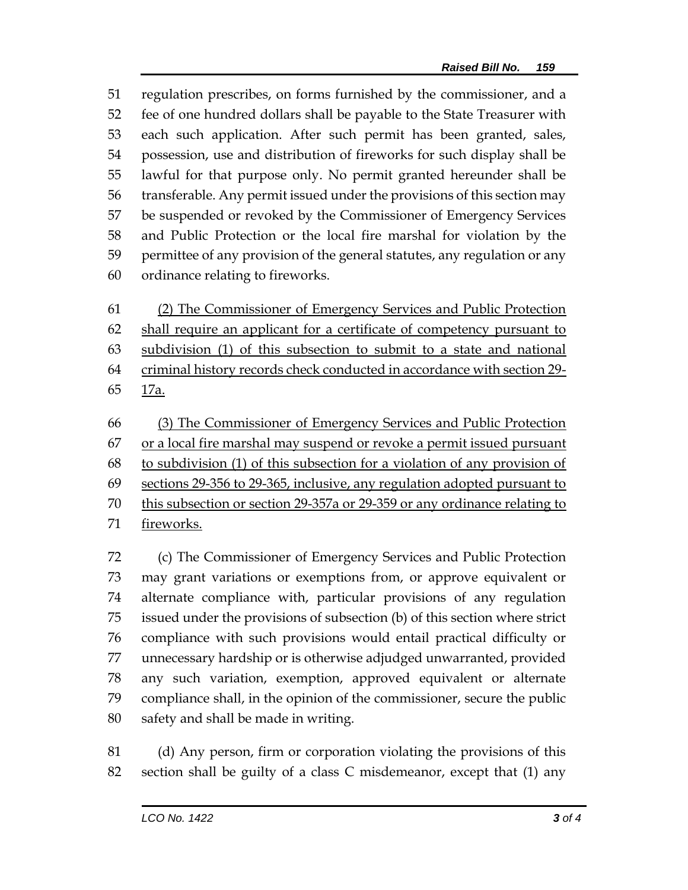regulation prescribes, on forms furnished by the commissioner, and a fee of one hundred dollars shall be payable to the State Treasurer with each such application. After such permit has been granted, sales, possession, use and distribution of fireworks for such display shall be lawful for that purpose only. No permit granted hereunder shall be transferable. Any permit issued under the provisions of this section may be suspended or revoked by the Commissioner of Emergency Services and Public Protection or the local fire marshal for violation by the permittee of any provision of the general statutes, any regulation or any ordinance relating to fireworks.

<u>(2) The Commissioner of Emergency Services and Public Protection shall require an applicant for a certificate of competency pursuant to subdivision (1) of this subsection to submit to a state and national criminal history records check conducted in accordance with section 29-17a.</u>

<u>(3) The Commissioner of Emergency Services and Public Protection or a local fire marshal may suspend or revoke a permit issued pursuant to subdivision (1) of this subsection for a violation of any provision of sections 29-356 to 29-365, inclusive, any regulation adopted pursuant to this subsection or section 29-357a or 29-359 or any ordinance relating to fireworks.</u>

(c) The Commissioner of Emergency Services and Public Protection may grant variations or exemptions from, or approve equivalent or alternate compliance with, particular provisions of any regulation issued under the provisions of subsection (b) of this section where strict compliance with such provisions would entail practical difficulty or unnecessary hardship or is otherwise adjudged unwarranted, provided any such variation, exemption, approved equivalent or alternate compliance shall, in the opinion of the commissioner, secure the public safety and shall be made in writing.

(d) Any person, firm or corporation violating the provisions of this section shall be guilty of a class C misdemeanor, except that (1) any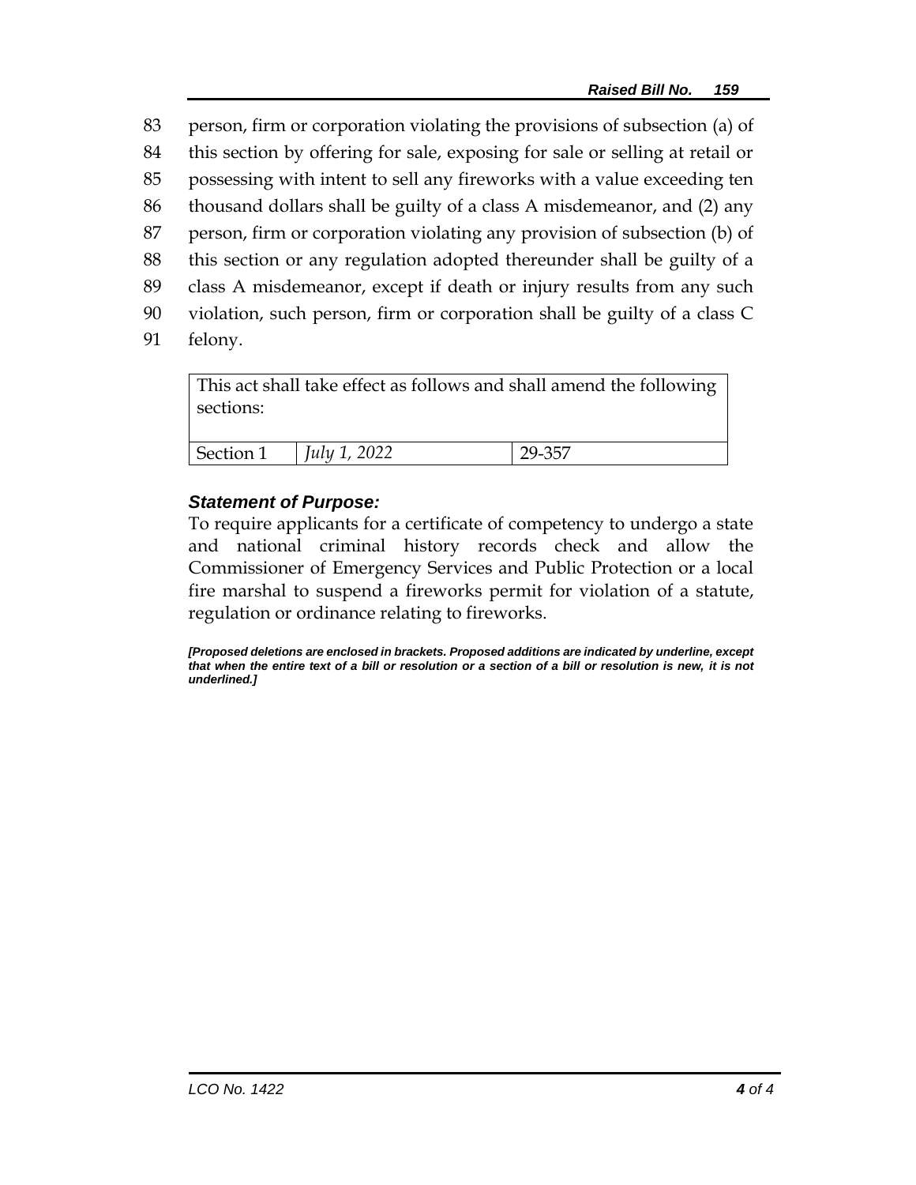83 person, firm or corporation violating the provisions of subsection (a) of
84 this section by offering for sale, exposing for sale or selling at retail or
85 possessing with intent to sell any fireworks with a value exceeding ten
86 thousand dollars shall be guilty of a class A misdemeanor, and (2) any
87 person, firm or corporation violating any provision of subsection (b) of
88 this section or any regulation adopted thereunder shall be guilty of a
89 class A misdemeanor, except if death or injury results from any such
90 violation, such person, firm or corporation shall be guilty of a class C
91 felony.

| This act shall take effect as follows and shall amend the following sections: | | |
|---|---|---|
| Section 1 | *July 1, 2022* | 29-357 |

### *Statement of Purpose:*

To require applicants for a certificate of competency to undergo a state and national criminal history records check and allow the Commissioner of Emergency Services and Public Protection or a local fire marshal to suspend a fireworks permit for violation of a statute, regulation or ordinance relating to fireworks.

***[Proposed deletions are enclosed in brackets. Proposed additions are indicated by underline, except that when the entire text of a bill or resolution or a section of a bill or resolution is new, it is not underlined.]***